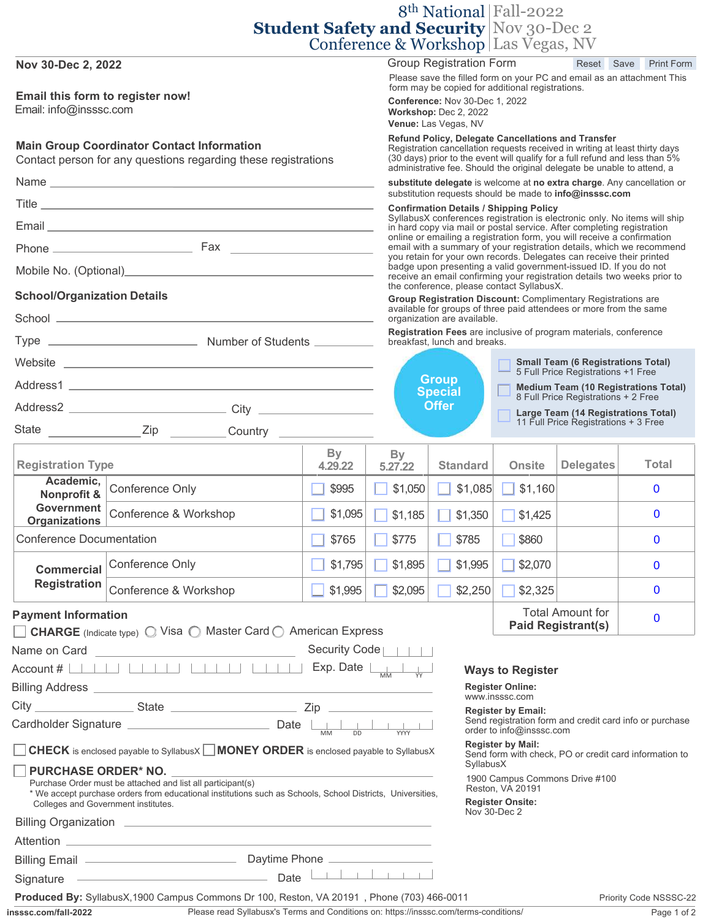# 8th National Student Safety and Security Conference & Workshop

Fall-2022
Nov 30-Dec 2
Las Vegas, NV

**Nov 30-Dec 2, 2022**

**Email this form to register now!**
Email: info@inssc.com

## Main Group Coordinator Contact Information

Contact person for any questions regarding these registrations

Name ____________________

Title ____________________

Email ____________________

Phone ____________________ Fax ____________________

Mobile No. (Optional) ____________________

## School/Organization Details

School ____________________

Type ____________________ Number of Students ____________________

Website ____________________

Address1 ____________________

Address2 ____________________ City ____________________

State ____________________ Zip ____________________ Country ____________________

## Group Registration Form

Reset | Save | Print Form

Please save the filled form on your PC and email as an attachment This form may be copied for additional registrations.

**Conference:** Nov 30-Dec 1, 2022
**Workshop:** Dec 2, 2022
**Venue:** Las Vegas, NV

**Refund Policy, Delegate Cancellations and Transfer**
Registration cancellation requests received in writing at least thirty days (30 days) prior to the event will qualify for a full refund and less than 5% administrative fee. Should the original delegate be unable to attend, a **substitute delegate** is welcome at **no extra charge**. Any cancellation or substitution requests should be made to **info@inssc.com**

**Confirmation Details / Shipping Policy**
SyllabusX conferences registration is electronic only. No items will ship in hard copy via mail or postal service. After completing registration online or emailing a registration form, you will receive a confirmation email with a summary of your registration details, which we recommend you retain for your own records. Delegates can receive their printed badge upon presenting a valid government-issued ID. If you do not receive an email confirming your registration details two weeks prior to the conference, please contact SyllabusX.

**Group Registration Discount:** Complimentary Registrations are available for groups of three paid attendees or more from the same organization are available.

**Registration Fees** are inclusive of program materials, conference breakfast, lunch and breaks.

**Group Special Offer**

- ☐ **Small Team (6 Registrations Total)** 5 Full Price Registrations +1 Free
- ☐ **Medium Team (10 Registrations Total)** 8 Full Price Registrations + 2 Free
- ☐ **Large Team (14 Registrations Total)** 11 Full Price Registrations + 3 Free

| Registration Type | | By 4.29.22 | By 5.27.22 | Standard | Onsite | Delegates | Total |
|---|---|---|---|---|---|---|---|
| Academic, Nonprofit & Government Organizations | Conference Only | ☐ $995 | ☐ $1,050 | ☐ $1,085 | ☐ $1,160 | | 0 |
| | Conference & Workshop | ☐ $1,095 | ☐ $1,185 | ☐ $1,350 | ☐ $1,425 | | 0 |
| Conference Documentation | | ☐ $765 | ☐ $775 | ☐ $785 | ☐ $860 | | 0 |
| Commercial Registration | Conference Only | ☐ $1,795 | ☐ $1,895 | ☐ $1,995 | ☐ $2,070 | | 0 |
| | Conference & Workshop | ☐ $1,995 | ☐ $2,095 | ☐ $2,250 | ☐ $2,325 | | 0 |
| | | | | | | Total Amount for Paid Registrant(s) | 0 |

## Payment Information

☐ **CHARGE** (Indicate type) ○ Visa ○ Master Card ○ American Express

Name on Card ____________________ Security Code ____

Account # ____ ____ ____ ____ Exp. Date MM YY

Billing Address ____________________

City ____________ State ____________ Zip ____________

Cardholder Signature ____________________ Date MM DD YYYY

☐ **CHECK** is enclosed payable to SyllabusX ☐ **MONEY ORDER** is enclosed payable to SyllabusX

☐ **PURCHASE ORDER* NO.** ____________________

Purchase Order must be attached and list all participant(s)
* We accept purchase orders from educational institutions such as Schools, School Districts, Universities, Colleges and Government institutes.

Billing Organization ____________________

Attention ____________________

Billing Email ____________________ Daytime Phone ____________________

Signature ____________________ Date ____________________

## Ways to Register

**Register Online:**
www.inssc.com

**Register by Email:**
Send registration form and credit card info or purchase order to info@inssc.com

**Register by Mail:**
Send form with check, PO or credit card information to SyllabusX

1900 Campus Commons Drive #100
Reston, VA 20191

**Register Onsite:**
Nov 30-Dec 2

**Produced By:** SyllabusX,1900 Campus Commons Dr 100, Reston, VA 20191 , Phone (703) 466-0011

Priority Code NSSSC-22

inssc.com/fall-2022

Please read Syllabusx's Terms and Conditions on: https://inssc.com/terms-conditions/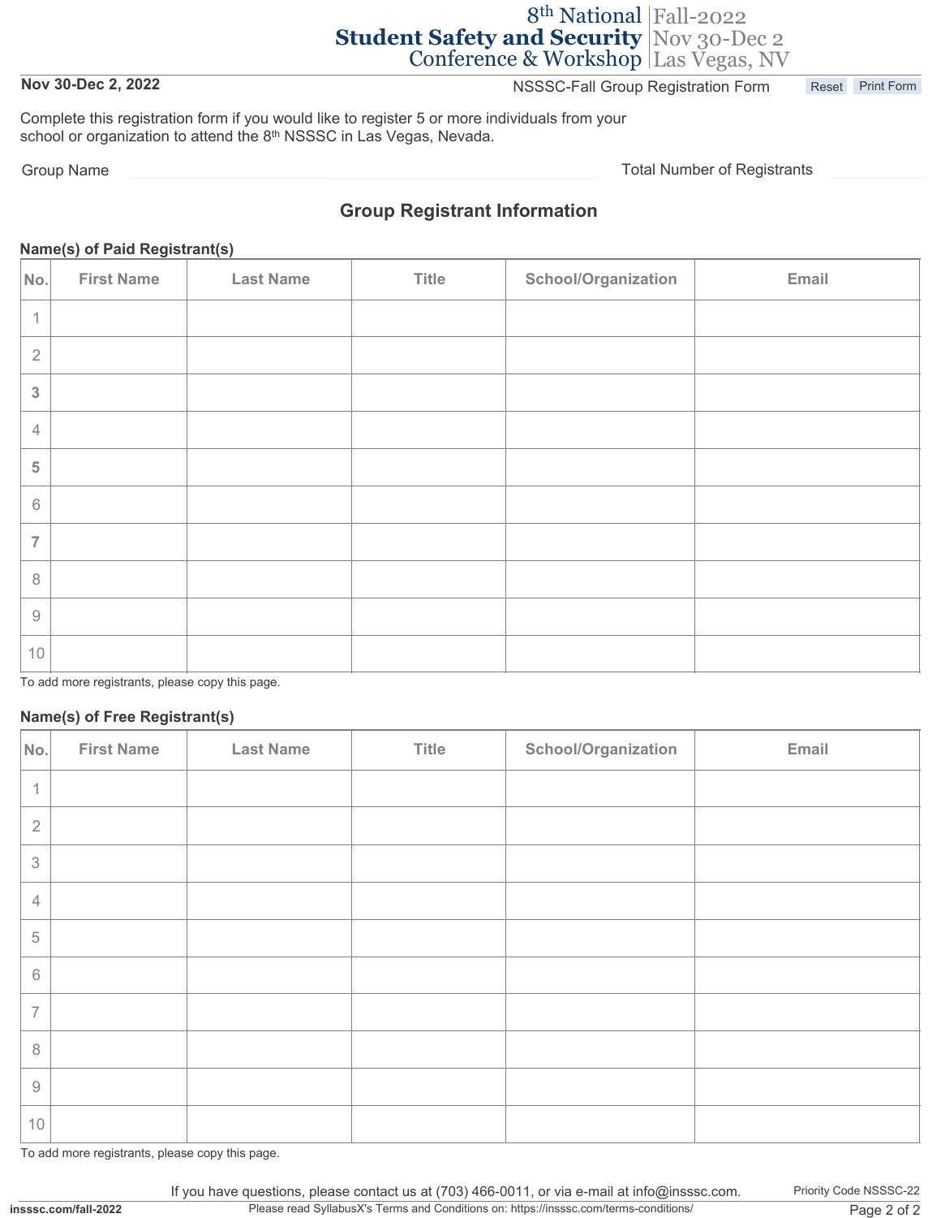8th National **Student Safety and Security** Conference & Workshop | Fall-2022 Nov 30-Dec 2 Las Vegas, NV

**Nov 30-Dec 2, 2022**

NSSSC-Fall Group Registration Form

Reset | Print Form

Complete this registration form if you would like to register 5 or more individuals from your school or organization to attend the 8th NSSSC in Las Vegas, Nevada.

Group Name ______________________ Total Number of Registrants __________

## Group Registrant Information

**Name(s) of Paid Registrant(s)**

| No. | First Name | Last Name | Title | School/Organization | Email |
|---|---|---|---|---|---|
| 1 | | | | | |
| 2 | | | | | |
| 3 | | | | | |
| 4 | | | | | |
| 5 | | | | | |
| 6 | | | | | |
| 7 | | | | | |
| 8 | | | | | |
| 9 | | | | | |
| 10 | | | | | |

To add more registrants, please copy this page.

**Name(s) of Free Registrant(s)**

| No. | First Name | Last Name | Title | School/Organization | Email |
|---|---|---|---|---|---|
| 1 | | | | | |
| 2 | | | | | |
| 3 | | | | | |
| 4 | | | | | |
| 5 | | | | | |
| 6 | | | | | |
| 7 | | | | | |
| 8 | | | | | |
| 9 | | | | | |
| 10 | | | | | |

To add more registrants, please copy this page.

If you have questions, please contact us at (703) 466-0011, or via e-mail at info@insssc.com.

Priority Code NSSSC-22

Please read SyllabusX's Terms and Conditions on: https://insssc.com/terms-conditions/